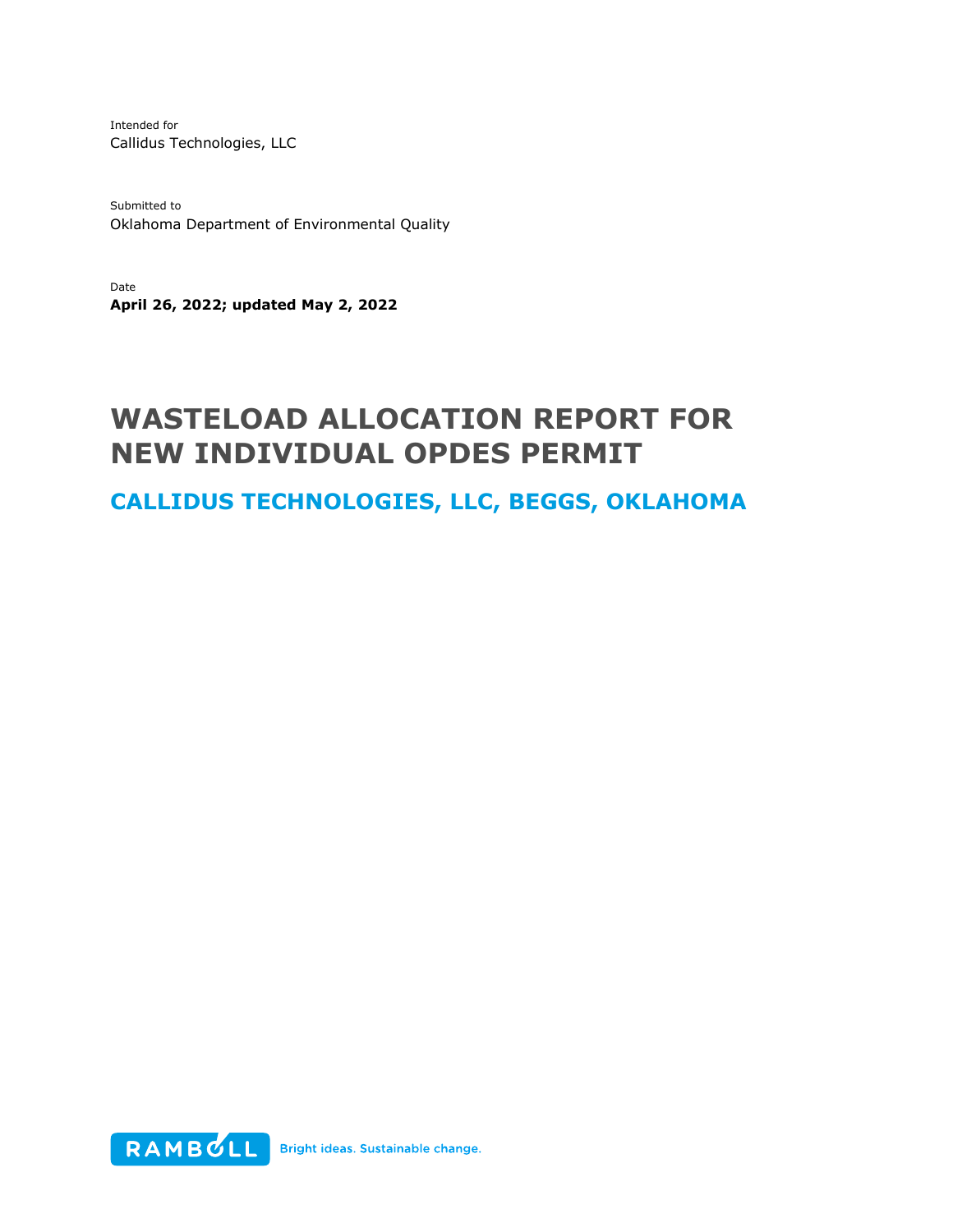Intended for
Callidus Technologies, LLC

Submitted to
Oklahoma Department of Environmental Quality

Date
**April 26, 2022; updated May 2, 2022**

# WASTELOAD ALLOCATION REPORT FOR NEW INDIVIDUAL OPDES PERMIT

## CALLIDUS TECHNOLOGIES, LLC, BEGGS, OKLAHOMA

RAMBOLL Bright ideas. Sustainable change.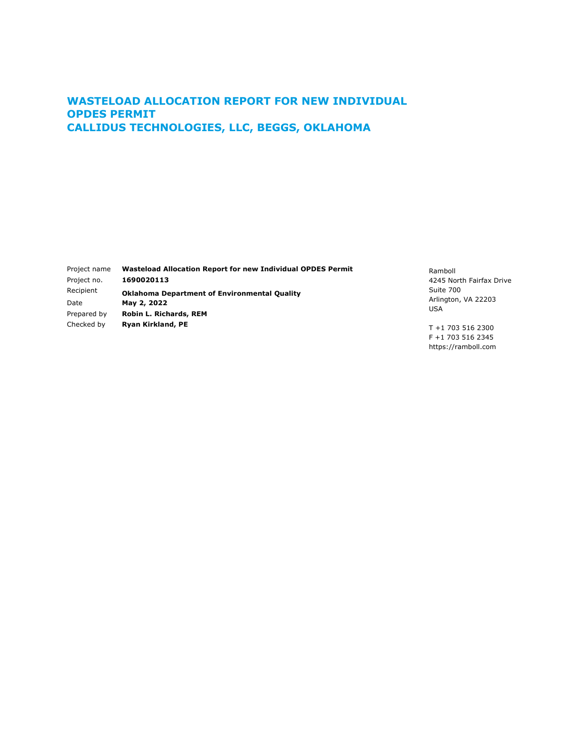# WASTELOAD ALLOCATION REPORT FOR NEW INDIVIDUAL OPDES PERMIT CALLIDUS TECHNOLOGIES, LLC, BEGGS, OKLAHOMA

| | |
|---|---|
| Project name | **Wasteload Allocation Report for new Individual OPDES Permit** |
| Project no. | **1690020113** |
| Recipient | **Oklahoma Department of Environmental Quality** |
| Date | **May 2, 2022** |
| Prepared by | **Robin L. Richards, REM** |
| Checked by | **Ryan Kirkland, PE** |

Ramboll
4245 North Fairfax Drive
Suite 700
Arlington, VA 22203
USA

T +1 703 516 2300
F +1 703 516 2345
https://ramboll.com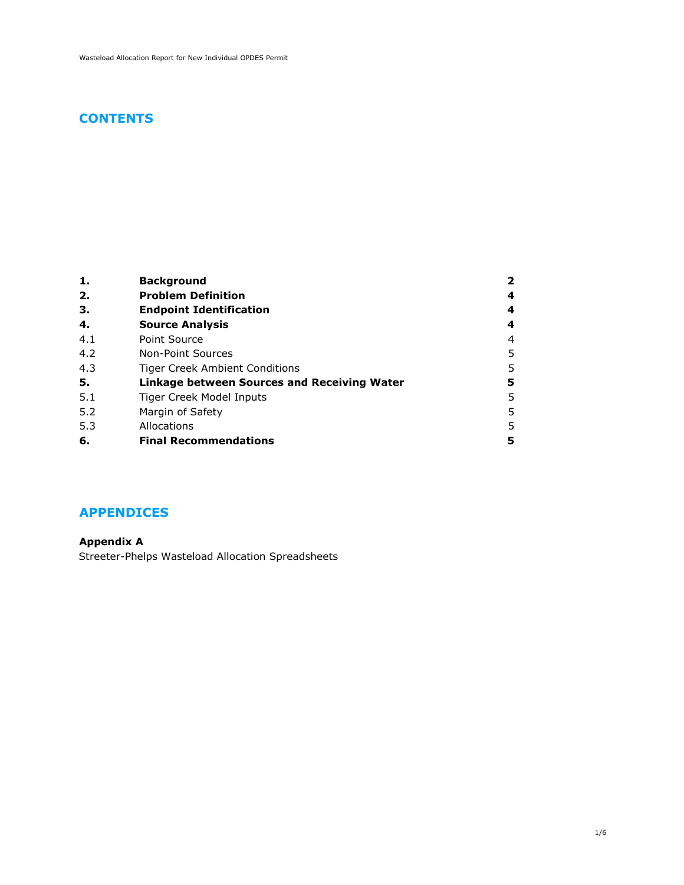## CONTENTS

| | | |
|---|---|---|
| **1.** | **Background** | **2** |
| **2.** | **Problem Definition** | **4** |
| **3.** | **Endpoint Identification** | **4** |
| **4.** | **Source Analysis** | **4** |
| 4.1 | Point Source | 4 |
| 4.2 | Non-Point Sources | 5 |
| 4.3 | Tiger Creek Ambient Conditions | 5 |
| **5.** | **Linkage between Sources and Receiving Water** | **5** |
| 5.1 | Tiger Creek Model Inputs | 5 |
| 5.2 | Margin of Safety | 5 |
| 5.3 | Allocations | 5 |
| **6.** | **Final Recommendations** | **5** |

## APPENDICES

**Appendix A**

Streeter-Phelps Wasteload Allocation Spreadsheets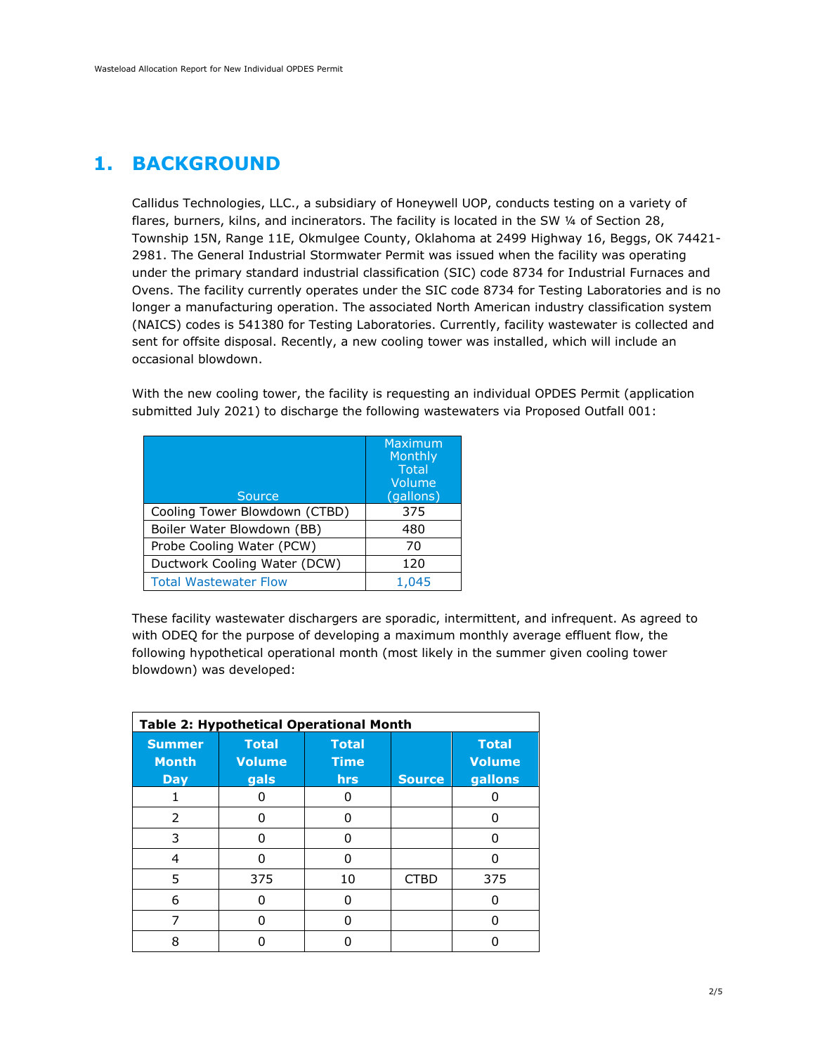# 1. BACKGROUND

Callidus Technologies, LLC., a subsidiary of Honeywell UOP, conducts testing on a variety of flares, burners, kilns, and incinerators. The facility is located in the SW ¼ of Section 28, Township 15N, Range 11E, Okmulgee County, Oklahoma at 2499 Highway 16, Beggs, OK 74421-2981. The General Industrial Stormwater Permit was issued when the facility was operating under the primary standard industrial classification (SIC) code 8734 for Industrial Furnaces and Ovens. The facility currently operates under the SIC code 8734 for Testing Laboratories and is no longer a manufacturing operation. The associated North American industry classification system (NAICS) codes is 541380 for Testing Laboratories. Currently, facility wastewater is collected and sent for offsite disposal. Recently, a new cooling tower was installed, which will include an occasional blowdown.

With the new cooling tower, the facility is requesting an individual OPDES Permit (application submitted July 2021) to discharge the following wastewaters via Proposed Outfall 001:

| Source | Maximum Monthly Total Volume (gallons) |
|---|---|
| Cooling Tower Blowdown (CTBD) | 375 |
| Boiler Water Blowdown (BB) | 480 |
| Probe Cooling Water (PCW) | 70 |
| Ductwork Cooling Water (DCW) | 120 |
| Total Wastewater Flow | 1,045 |

These facility wastewater dischargers are sporadic, intermittent, and infrequent. As agreed to with ODEQ for the purpose of developing a maximum monthly average effluent flow, the following hypothetical operational month (most likely in the summer given cooling tower blowdown) was developed:

**Table 2: Hypothetical Operational Month**

| Summer Month Day | Total Volume gals | Total Time hrs | Source | Total Volume gallons |
|---|---|---|---|---|
| 1 | 0 | 0 | | 0 |
| 2 | 0 | 0 | | 0 |
| 3 | 0 | 0 | | 0 |
| 4 | 0 | 0 | | 0 |
| 5 | 375 | 10 | CTBD | 375 |
| 6 | 0 | 0 | | 0 |
| 7 | 0 | 0 | | 0 |
| 8 | 0 | 0 | | 0 |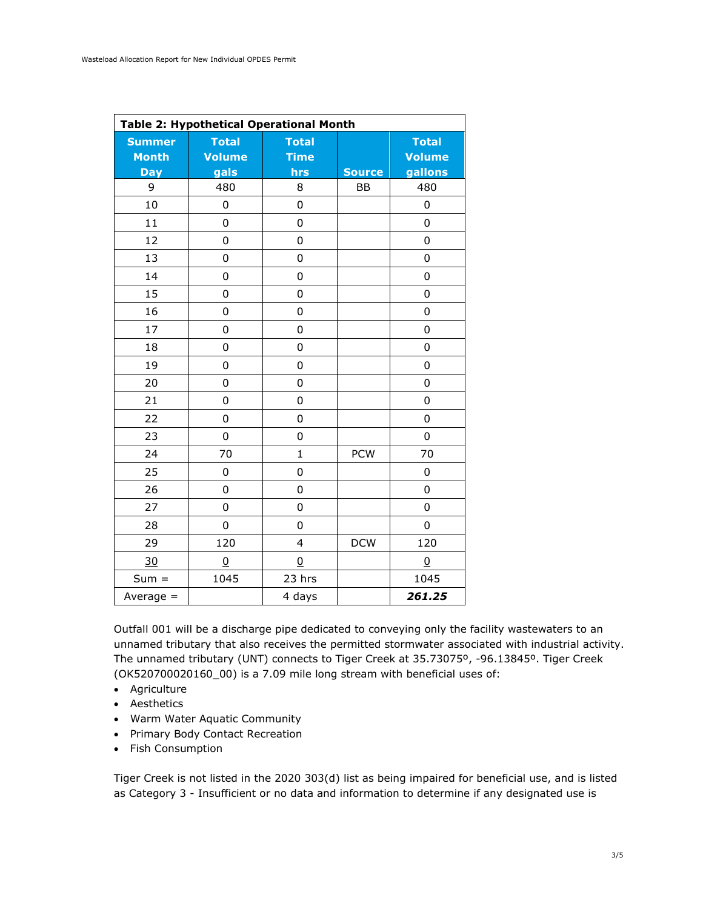| Table 2: Hypothetical Operational Month | | | | |
|---|---|---|---|---|
| Summer Month Day | Total Volume gals | Total Time hrs | Source | Total Volume gallons |
| 9 | 480 | 8 | BB | 480 |
| 10 | 0 | 0 | | 0 |
| 11 | 0 | 0 | | 0 |
| 12 | 0 | 0 | | 0 |
| 13 | 0 | 0 | | 0 |
| 14 | 0 | 0 | | 0 |
| 15 | 0 | 0 | | 0 |
| 16 | 0 | 0 | | 0 |
| 17 | 0 | 0 | | 0 |
| 18 | 0 | 0 | | 0 |
| 19 | 0 | 0 | | 0 |
| 20 | 0 | 0 | | 0 |
| 21 | 0 | 0 | | 0 |
| 22 | 0 | 0 | | 0 |
| 23 | 0 | 0 | | 0 |
| 24 | 70 | 1 | PCW | 70 |
| 25 | 0 | 0 | | 0 |
| 26 | 0 | 0 | | 0 |
| 27 | 0 | 0 | | 0 |
| 28 | 0 | 0 | | 0 |
| 29 | 120 | 4 | DCW | 120 |
| 30 | 0 | 0 | | 0 |
| Sum = | 1045 | 23 hrs | | 1045 |
| Average = | | 4 days | | ***261.25*** |

Outfall 001 will be a discharge pipe dedicated to conveying only the facility wastewaters to an unnamed tributary that also receives the permitted stormwater associated with industrial activity. The unnamed tributary (UNT) connects to Tiger Creek at 35.73075º, -96.13845º. Tiger Creek (OK520700020160_00) is a 7.09 mile long stream with beneficial uses of:

- Agriculture
- Aesthetics
- Warm Water Aquatic Community
- Primary Body Contact Recreation
- Fish Consumption

Tiger Creek is not listed in the 2020 303(d) list as being impaired for beneficial use, and is listed as Category 3 - Insufficient or no data and information to determine if any designated use is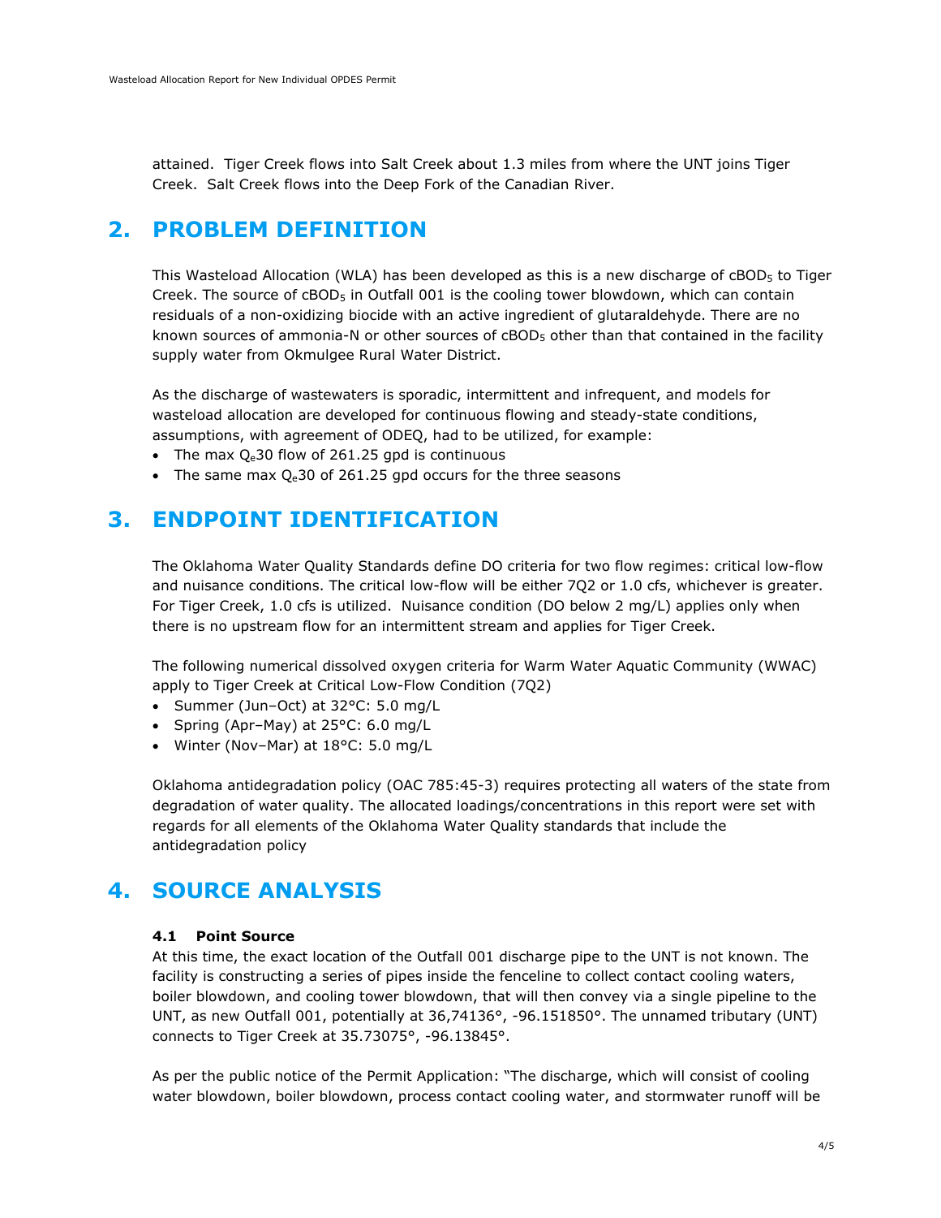attained. Tiger Creek flows into Salt Creek about 1.3 miles from where the UNT joins Tiger Creek. Salt Creek flows into the Deep Fork of the Canadian River.

## 2. PROBLEM DEFINITION

This Wasteload Allocation (WLA) has been developed as this is a new discharge of $cBOD_5$ to Tiger Creek. The source of $cBOD_5$ in Outfall 001 is the cooling tower blowdown, which can contain residuals of a non-oxidizing biocide with an active ingredient of glutaraldehyde. There are no known sources of ammonia-N or other sources of $cBOD_5$ other than that contained in the facility supply water from Okmulgee Rural Water District.

As the discharge of wastewaters is sporadic, intermittent and infrequent, and models for wasteload allocation are developed for continuous flowing and steady-state conditions, assumptions, with agreement of ODEQ, had to be utilized, for example:

- The max $Q_e30$ flow of 261.25 gpd is continuous
- The same max $Q_e30$ of 261.25 gpd occurs for the three seasons

## 3. ENDPOINT IDENTIFICATION

The Oklahoma Water Quality Standards define DO criteria for two flow regimes: critical low-flow and nuisance conditions. The critical low-flow will be either 7Q2 or 1.0 cfs, whichever is greater. For Tiger Creek, 1.0 cfs is utilized. Nuisance condition (DO below 2 mg/L) applies only when there is no upstream flow for an intermittent stream and applies for Tiger Creek.

The following numerical dissolved oxygen criteria for Warm Water Aquatic Community (WWAC) apply to Tiger Creek at Critical Low-Flow Condition (7Q2)

- Summer (Jun–Oct) at 32°C: 5.0 mg/L
- Spring (Apr–May) at 25°C: 6.0 mg/L
- Winter (Nov–Mar) at 18°C: 5.0 mg/L

Oklahoma antidegradation policy (OAC 785:45-3) requires protecting all waters of the state from degradation of water quality. The allocated loadings/concentrations in this report were set with regards for all elements of the Oklahoma Water Quality standards that include the antidegradation policy

## 4. SOURCE ANALYSIS

### 4.1 Point Source

At this time, the exact location of the Outfall 001 discharge pipe to the UNT is not known. The facility is constructing a series of pipes inside the fenceline to collect contact cooling waters, boiler blowdown, and cooling tower blowdown, that will then convey via a single pipeline to the UNT, as new Outfall 001, potentially at 36,74136°, -96.151850°. The unnamed tributary (UNT) connects to Tiger Creek at 35.73075°, -96.13845°.

As per the public notice of the Permit Application: "The discharge, which will consist of cooling water blowdown, boiler blowdown, process contact cooling water, and stormwater runoff will be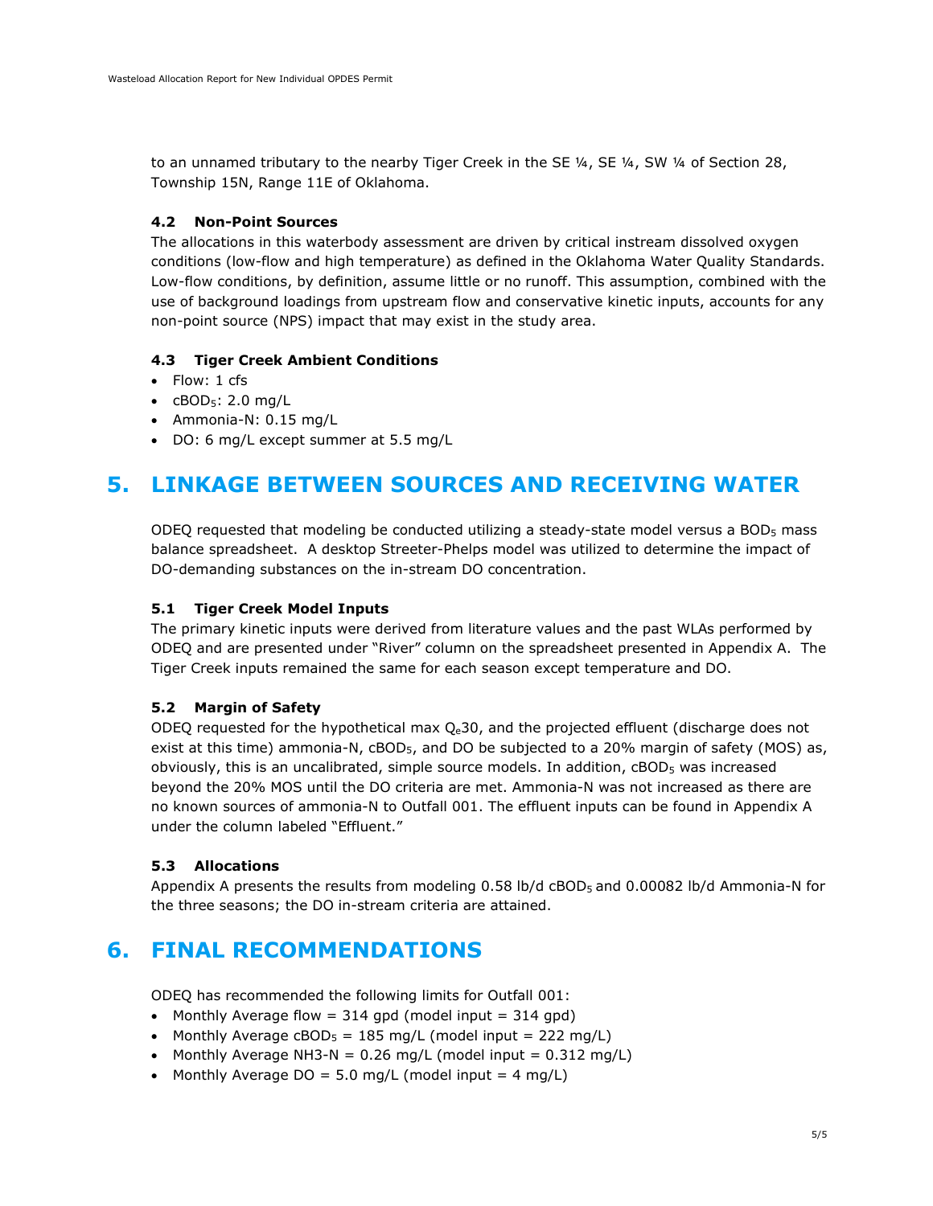to an unnamed tributary to the nearby Tiger Creek in the SE ¼, SE ¼, SW ¼ of Section 28, Township 15N, Range 11E of Oklahoma.

### 4.2 Non-Point Sources

The allocations in this waterbody assessment are driven by critical instream dissolved oxygen conditions (low-flow and high temperature) as defined in the Oklahoma Water Quality Standards. Low-flow conditions, by definition, assume little or no runoff. This assumption, combined with the use of background loadings from upstream flow and conservative kinetic inputs, accounts for any non-point source (NPS) impact that may exist in the study area.

### 4.3 Tiger Creek Ambient Conditions

- Flow: 1 cfs
- $cBOD_5$: 2.0 mg/L
- Ammonia-N: 0.15 mg/L
- DO: 6 mg/L except summer at 5.5 mg/L

# 5. LINKAGE BETWEEN SOURCES AND RECEIVING WATER

ODEQ requested that modeling be conducted utilizing a steady-state model versus a $BOD_5$ mass balance spreadsheet. A desktop Streeter-Phelps model was utilized to determine the impact of DO-demanding substances on the in-stream DO concentration.

### 5.1 Tiger Creek Model Inputs

The primary kinetic inputs were derived from literature values and the past WLAs performed by ODEQ and are presented under "River" column on the spreadsheet presented in Appendix A. The Tiger Creek inputs remained the same for each season except temperature and DO.

### 5.2 Margin of Safety

ODEQ requested for the hypothetical max $Q_e30$, and the projected effluent (discharge does not exist at this time) ammonia-N, $cBOD_5$, and DO be subjected to a 20% margin of safety (MOS) as, obviously, this is an uncalibrated, simple source models. In addition, $cBOD_5$ was increased beyond the 20% MOS until the DO criteria are met. Ammonia-N was not increased as there are no known sources of ammonia-N to Outfall 001. The effluent inputs can be found in Appendix A under the column labeled "Effluent."

### 5.3 Allocations

Appendix A presents the results from modeling 0.58 lb/d $cBOD_5$ and 0.00082 lb/d Ammonia-N for the three seasons; the DO in-stream criteria are attained.

# 6. FINAL RECOMMENDATIONS

ODEQ has recommended the following limits for Outfall 001:

- Monthly Average flow = 314 gpd (model input = 314 gpd)
- Monthly Average $cBOD_5$ = 185 mg/L (model input = 222 mg/L)
- Monthly Average NH3-N = 0.26 mg/L (model input = 0.312 mg/L)
- Monthly Average DO = 5.0 mg/L (model input = 4 mg/L)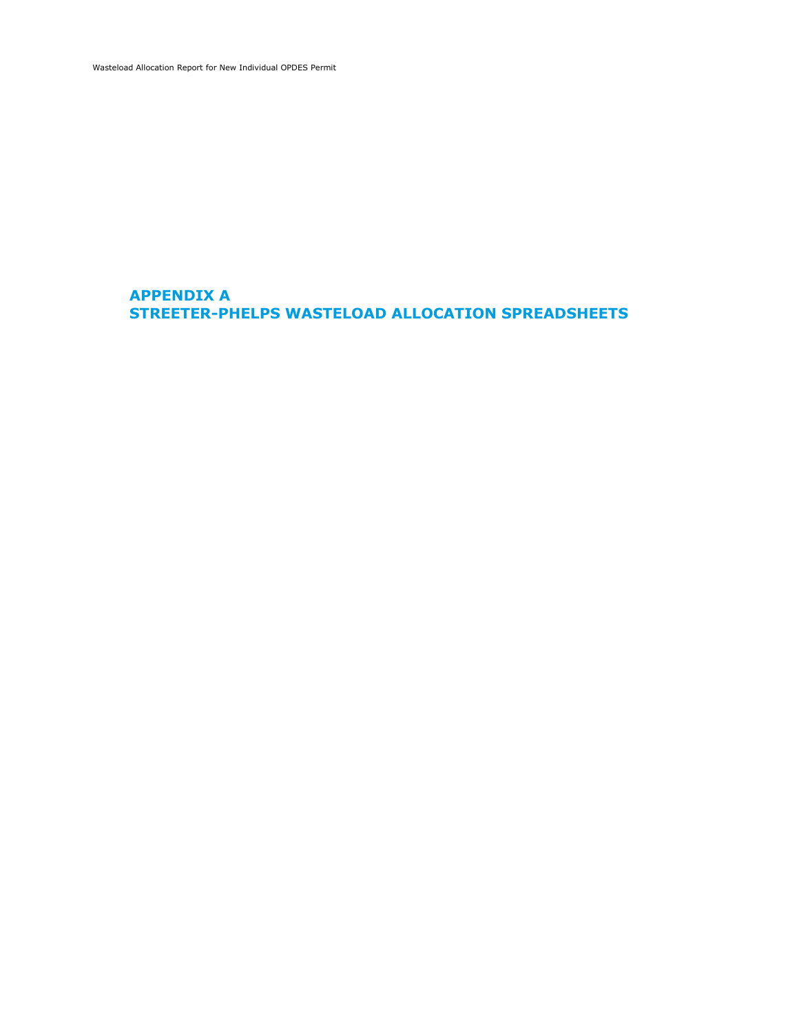# APPENDIX A
# STREETER-PHELPS WASTELOAD ALLOCATION SPREADSHEETS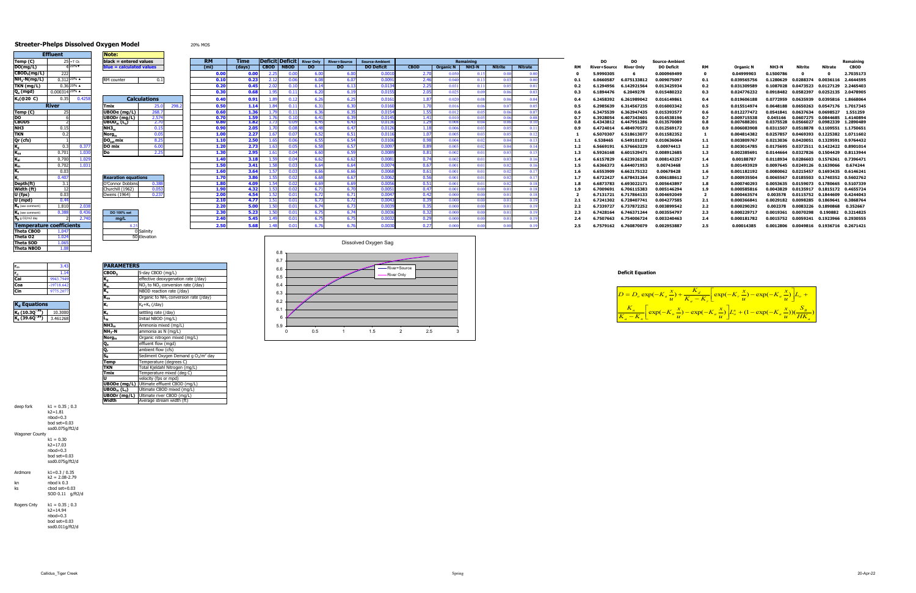# Streeter-Phelps Dissolved Oxygen Model

20% MOS

| Effluent | | |
|---|---|---|
| Temp (C) | 25 | =T Ck |
| DO(mg/L) | 4 | 20%▼ |
| $CBOD_5$(mg/L) | 222 | |
| $NH_3$-N(mg/L) | 0.312 | 20% ▲ |
| TKN (mg/L) | 0.36 | 20% ▲ |
| $Q_e$ (mgd) | 0.000314 | 20% ▲ |
| $K_d$(@20 C) | 0.35 | 0.4258 |
| **River** | | |
| Temp (C) | 25 | |
| DO | 6 | |
| CBOD5 | 2 | |
| NH3 | 0.15 | |
| TKN | 0.2 | |
| Qr (cfs) | 1 | |
| $K_d$ | 0.3 | 0.377 |
| $K_{oa}$ | 0.701 | 1.030 |
| $K_{ai}$ | 0.700 | 1.029 |
| $K_{in}$ | 0.702 | 1.031 |
| $K_s$ | 0.03 | |
| $K_r$ | 0.407 | |
| Depth(ft) | 3.1 | |
| Width (ft) | 12 | |
| U (fps) | 0.03 | |
| U (mpd) | 0.44 | |
| $K_a$ (see comment) | 1.810 | 2.038 |
| $K_a$ (see comment) | 0.388 | 0.436 |
| $S_B$ g O2/m2 day | 2 | 2.740 |
| **Temperature coefficients** | | |
| Theta CBOD | 1.047 | |
| Theta O2 | 1.024 | |
| Theta SOD | 1.065 | |
| Theta NBOD | 1.08 | |

| Note: | |
|---|---|
| black = entered values | |
| blue = calculated values | |
| RM counter | 0.1 |

| Calculations | | |
|---|---|---|
| Tmix | 25.0 | 298.2 |
| UBODe (mg/L) | 268.7 | |
| UBODr (mg/L) | 2.574 | |
| $UBOD_m$ ($L_o$) | 2.70 | |
| $NH3_m$ | 0.15 | |
| $Norg_m$ | 0.05 | |
| $DO_{sat}$ mix | 8.25 | |
| DO mix | 6.00 | |
| Do | 2.25 | |

| Rearation equations | |
|---|---|
| O'Connor Dobbins | 0.388 |
| Churchill (1962) | 0.053 |
| Owens (1964) | 0.237 |

| DO 100% sat | |
|---|---|
| mg/L | |
| 8.25 | 0 Salinity |
| | 50 Elevation |

| RM (mi) | Time (days) | Deficit CBOD | Deficit NBOD | River Only DO | River+Source DO | Source-Ambient DO Deficit | Remaining CBOD | Remaining Organic N | Remaining NH3-N | Remaining Nitrite | Remaining Nitrate |
|---|---|---|---|---|---|---|---|---|---|---|---|
| 0.00 | 0.00 | 2.25 | 0.00 | 6.00 | 6.00 | 0.0010 | 2.70 | 0.050 | 0.15 | 0.00 | 0.00 |
| 0.10 | 0.23 | 2.12 | 0.06 | 6.08 | 6.07 | 0.0091 | 2.46 | 0.040 | 0.13 | 0.03 | 0.00 |
| 0.20 | 0.45 | 2.02 | 0.10 | 6.14 | 6.13 | 0.0134 | 2.25 | 0.031 | 0.11 | 0.05 | 0.01 |
| 0.30 | 0.68 | 1.95 | 0.11 | 6.20 | 6.19 | 0.0155 | 2.05 | 0.025 | 0.09 | 0.06 | 0.03 |
| 0.40 | 0.91 | 1.89 | 0.12 | 6.26 | 6.25 | 0.0161 | 1.87 | 0.020 | 0.08 | 0.06 | 0.04 |
| 0.50 | 1.14 | 1.84 | 0.11 | 6.31 | 6.30 | 0.0160 | 1.70 | 0.016 | 0.06 | 0.07 | 0.05 |
| 0.60 | 1.36 | 1.79 | 0.11 | 6.36 | 6.35 | 0.0154 | 1.55 | 0.012 | 0.05 | 0.06 | 0.07 |
| 0.70 | 1.59 | 1.76 | 0.10 | 6.41 | 6.39 | 0.0145 | 1.41 | 0.010 | 0.05 | 0.06 | 0.08 |
| 0.80 | 1.82 | 1.73 | 0.09 | 6.45 | 6.43 | 0.0136 | 1.29 | 0.008 | 0.04 | 0.06 | 0.10 |
| 0.90 | 2.05 | 1.70 | 0.08 | 6.48 | 6.47 | 0.0126 | 1.18 | 0.006 | 0.03 | 0.05 | 0.11 |
| 1.00 | 2.27 | 1.67 | 0.07 | 6.52 | 6.51 | 0.0116 | 1.07 | 0.005 | 0.03 | 0.05 | 0.12 |
| 1.10 | 2.50 | 1.65 | 0.06 | 6.55 | 6.54 | 0.0106 | 0.98 | 0.004 | 0.02 | 0.04 | 0.13 |
| 1.20 | 2.73 | 1.63 | 0.05 | 6.58 | 6.57 | 0.0097 | 0.89 | 0.003 | 0.02 | 0.04 | 0.14 |
| 1.30 | 2.95 | 1.61 | 0.04 | 6.60 | 6.59 | 0.0089 | 0.81 | 0.002 | 0.01 | 0.03 | 0.15 |
| 1.40 | 3.18 | 1.59 | 0.04 | 6.62 | 6.62 | 0.0081 | 0.74 | 0.002 | 0.01 | 0.03 | 0.16 |
| 1.50 | 3.41 | 1.58 | 0.03 | 6.64 | 6.64 | 0.0074 | 0.67 | 0.001 | 0.01 | 0.02 | 0.16 |
| 1.60 | 3.64 | 1.57 | 0.03 | 6.66 | 6.66 | 0.0068 | 0.61 | 0.001 | 0.01 | 0.02 | 0.17 |
| 1.70 | 3.86 | 1.55 | 0.02 | 6.68 | 6.67 | 0.0062 | 0.56 | 0.001 | 0.01 | 0.02 | 0.17 |
| 1.80 | 4.09 | 1.54 | 0.02 | 6.69 | 6.69 | 0.0056 | 0.51 | 0.001 | 0.01 | 0.02 | 0.18 |
| 1.90 | 4.32 | 1.53 | 0.02 | 6.71 | 6.70 | 0.0051 | 0.47 | 0.001 | 0.00 | 0.01 | 0.18 |
| 2.00 | 4.54 | 1.52 | 0.01 | 6.72 | 6.71 | 0.0047 | 0.42 | 0.000 | 0.00 | 0.01 | 0.18 |
| 2.10 | 4.77 | 1.51 | 0.01 | 6.73 | 6.72 | 0.0043 | 0.39 | 0.000 | 0.00 | 0.01 | 0.19 |
| 2.20 | 5.00 | 1.50 | 0.01 | 6.74 | 6.73 | 0.0039 | 0.35 | 0.000 | 0.00 | 0.01 | 0.19 |
| 2.30 | 5.23 | 1.50 | 0.01 | 6.75 | 6.74 | 0.0036 | 0.32 | 0.000 | 0.00 | 0.01 | 0.19 |
| 2.40 | 5.45 | 1.49 | 0.01 | 6.75 | 6.75 | 0.0032 | 0.29 | 0.000 | 0.00 | 0.01 | 0.19 |
| 2.50 | 5.68 | 1.48 | 0.01 | 6.76 | 6.76 | 0.0030 | 0.27 | 0.000 | 0.00 | 0.00 | 0.19 |

| RM | DO River+Source | DO River Only | Source-Ambient DO Deficit | RM | Organic N | NH3-N | Nitrite | Nitrate | Remaining CBOD |
|---|---|---|---|---|---|---|---|---|---|
| 0 | 5.9990305 | 6 | 0.000969499 | 0 | 0.04999903 | 0.1500786 | 0 | 0 | 2.7035173 |
| 0.1 | 6.0660587 | 6.075133812 | 0.009075097 | 0.1 | 0.039565756 | 0.1280629 | 0.0288374 | 0.0036116 | 2.4644595 |
| 0.2 | 6.1294956 | 6.142921564 | 0.013425934 | 0.2 | 0.031309589 | 0.1087028 | 0.0473523 | 0.0127129 | 2.2465403 |
| 0.3 | 6.1894476 | 6.2049278 | 0.015480232 | 0.3 | 0.024776232 | 0.0918482 | 0.0582397 | 0.0252135 | 2.0478905 |
| 0.4 | 6.2458392 | 6.261989042 | 0.016149861 | 0.4 | 0.019606188 | 0.0772959 | 0.0635939 | 0.0395816 | 1.8668064 |
| 0.5 | 6.2985639 | 6.314567235 | 0.016003342 | 0.5 | 0.015514974 | 0.0648188 | 0.0650263 | 0.0547176 | 1.7017345 |
| 0.6 | 6.3475539 | 6.362947435 | 0.015393577 | 0.6 | 0.012277472 | 0.0541841 | 0.0637634 | 0.0698527 | 1.551259 |
| 0.7 | 6.3928054 | 6.407343601 | 0.014538196 | 0.7 | 0.009715538 | 0.045166 | 0.0607275 | 0.0844685 | 1.4140894 |
| 0.8 | 6.4343812 | 6.447951286 | 0.013570089 | 0.8 | 0.007688201 | 0.0375528 | 0.0566027 | 0.0982339 | 1.2890489 |
| 0.9 | 6.4724014 | 6.484970572 | 0.012569172 | 0.9 | 0.006083908 | 0.0311507 | 0.0518878 | 0.1109551 | 1.1750651 |
| 1 | 6.5070307 | 6.518613077 | 0.011582352 | 1 | 0.004814382 | 0.0257857 | 0.0469393 | 0.1225382 | 1.0711602 |
| 1.1 | 6.538465 | 6.549101072 | 0.010636064 | 1.1 | 0.003809767 | 0.0213036 | 0.0420051 | 0.1329591 | 0.9764432 |
| 1.2 | 6.5669191 | 6.576663229 | 0.00974413 | 1.2 | 0.003014785 | 0.0175695 | 0.0372511 | 0.1422422 | 0.8901014 |
| 1.3 | 6.5926168 | 6.601529471 | 0.008912685 | 1.3 | 0.002385691 | 0.0144664 | 0.0327826 | 0.1504429 | 0.8113944 |
| 1.4 | 6.6157829 | 6.623926128 | 0.008143257 | 1.4 | 0.00188787 | 0.0118934 | 0.0286603 | 0.1576361 | 0.7396471 |
| 1.5 | 6.6366373 | 6.644071953 | 0.00743468 | 1.5 | 0.001493929 | 0.0097645 | 0.0249126 | 0.1639066 | 0.674244 |
| 1.6 | 6.6553909 | 6.662175132 | 0.00678428 | 1.6 | 0.001182192 | 0.0080062 | 0.0215457 | 0.1693435 | 0.6146241 |
| 1.7 | 6.6722427 | 6.678431264 | 0.006188612 | 1.7 | 0.000935504 | 0.0065567 | 0.0185503 | 0.1740352 | 0.5602762 |
| 1.8 | 6.6873783 | 6.693022171 | 0.005643897 | 1.8 | 0.000740293 | 0.0053635 | 0.0159073 | 0.1780665 | 0.5107339 |
| 1.9 | 6.7009691 | 6.706115383 | 0.005146294 | 1.9 | 0.000585816 | 0.0043829 | 0.0135917 | 0.1815172 | 0.4655724 |
| 2 | 6.7131721 | 6.717864133 | 0.004692049 | 2 | 0.000463574 | 0.003578 | 0.0115752 | 0.1844609 | 0.4244043 |
| 2.1 | 6.7241302 | 6.728407741 | 0.004277585 | 2.1 | 0.000366841 | 0.0029182 | 0.0098285 | 0.1869641 | 0.3868764 |
| 2.2 | 6.7339727 | 6.737872252 | 0.003899542 | 2.2 | 0.000290292 | 0.002378 | 0.0083226 | 0.1890868 | 0.352667 |
| 2.3 | 6.7428164 | 6.746371244 | 0.003554797 | 2.3 | 0.000229717 | 0.0019361 | 0.0070298 | 0.190882 | 0.3214825 |
| 2.4 | 6.7507663 | 6.754006724 | 0.003240463 | 2.4 | 0.000181782 | 0.0015752 | 0.0059241 | 0.1923966 | 0.2930555 |
| 2.5 | 6.7579162 | 6.760870079 | 0.002953887 | 2.5 | 0.00014385 | 0.0012806 | 0.0049816 | 0.1936716 | 0.2671421 |

Dissolved Oxygen Sag

(Chart: River+Source, River Only; y-axis 5.9–6.8; x-axis 0–3)

**Deficit Equation**

$$D = D_o \exp(-K_a \frac{x}{u}) + \frac{K_d}{K_a - K_r}\left[\exp(-K_r \frac{x}{u}) - \exp(-K_a \frac{x}{u})\right]L_o + \frac{K_n}{K_a - K_n}\left[\exp(-K_n \frac{x}{u}) - \exp(-K_a \frac{x}{u})\right]L_o^n + (1 - \exp(-K_a \frac{x}{u}))(\frac{S_B}{HK_a})$$

| | |
|---|---|
| $r_{oa}$ | 3.43 |
| $r_d$ | 1.14 |
| Cai | -9943.7949 |
| Coa | -19718.642 |
| Cin | 9775.2077 |

| $K_a$ Equations | |
|---|---|
| $K_a$ (10.3$Q^{-.49}$) | 10.3000 |
| $K_a$ (39.6$Q^{-.34}$) | 3.461268 |

| PARAMETERS | |
|---|---|
| $CBOD_5$ | 5-day CBOD (mg/L) |
| $K_d$ | effective deoxygenation rate (/day) |
| $K_{in}$ | $NO_2$ to $NO_3$ conversion rate (/day) |
| $K_n$ | NBOD reaction rate (/day) |
| $K_{oa}$ | Organic to $NH_3$ conversion rate (/day) |
| $K_r$ | $K_d$+$K_s$ (/day) |
| $K_s$ | settling rate (/day) |
| $L_N$ | Initial NBOD (mg/L) |
| $NH3_m$ | Ammonia mixed (mg/L) |
| $NH_3$-N | ammonia as N (mg/L) |
| $Norg_m$ | Organic nitrogen mixed (mg/L) |
| $Q_e$ | effluent flow (mgd) |
| $Q_r$ | ambient flow (cfs) |
| $S_B$ | Sediment Oxygen Demand g $O_2$/m² day |
| Temp | Temperature (degrees C) |
| TKN | Total Kjeldahl Nitrogen (mg/L) |
| Tmix | Temperature mixed (deg C) |
| U | velocity (fps or mpd) |
| UBODe (mg/L) | Ultimate effluent CBOD (mg/L) |
| $UBOD_m$ ($L_o$) | Ultimate CBOD mixed (mg/L) |
| UBODr (mg/L) | Ultimate river CBOD (mg/L) |
| Width | Average stream width (ft) |

deep fork
k1 = 0.35 ; 0.3
k2=1.81
nbod=0.3
bod set=0.03
sod0.075g/ft2/d

Wagoner County
k1 = 0.30
k2=17.03
nbod=0.3
bod set=0.03
sod0.075g/ft2/d

Ardmore
k1=0.3 / 0.35
k2 = 2.08-2.79
kn nbod k 0.3
ks cbod set=0.03
SOD 0.11 g/ft2/d

Rogers Cnty
k1 = 0.35 ; 0.3
k2=14.94
nbod=0.3
bod set=0.03
sod0.011g/ft2/d

Callidus_Tiger Creek

Spring

20-Apr-22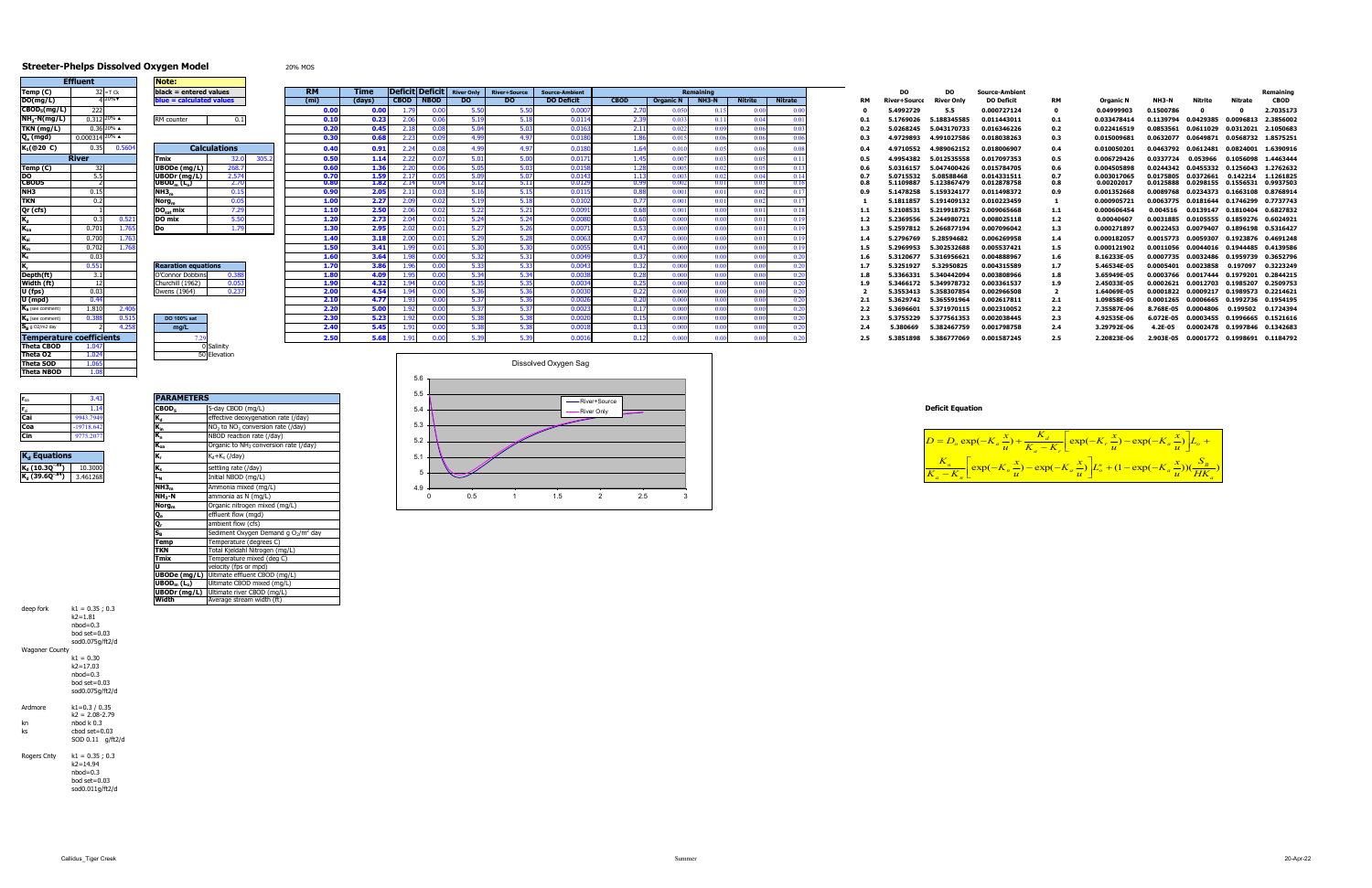# Streeter-Phelps Dissolved Oxygen Model

20% MOS

| Effluent | | |
|---|---|---|
| Temp (C) | 32 | =T ck |
| DO(mg/L) | 4 | 20%▼ |
| $CBOD_5$(mg/L) | 222 | |
| $NH_3$-N(mg/L) | 0.312 | 20% ▲ |
| TKN (mg/L) | 0.36 | 20% ▲ |
| $Q_e$ (mgd) | 0.000314 | 20% ▲ |
| $K_d$(@20 C) | 0.35 | 0.5604 |
| **River** | | |
| Temp (C) | 32 | |
| DO | 5.5 | |
| CBOD5 | 2 | |
| NH3 | 0.15 | |
| TKN | 0.2 | |
| Qr (cfs) | 1 | |
| $K_d$ | 0.3 | 0.521 |
| $K_{oa}$ | 0.701 | 1.765 |
| $K_{ai}$ | 0.700 | 1.763 |
| $K_{in}$ | 0.702 | 1.768 |
| $K_s$ | 0.03 | |
| $K_r$ | 0.551 | |
| Depth(ft) | 3.1 | |
| Width (ft) | 12 | |
| U (fps) | 0.03 | |
| U (mpd) | 0.44 | |
| $K_a$ (see comment) | 1.810 | 2.406 |
| $K_a$ (see comment) | 0.388 | 0.515 |
| $S_B$ g O2/m2 day | | 4.258 |
| **Temperature coefficients** | | |
| Theta CBOD | 1.047 | |
| Theta O2 | 1.024 | |
| Theta SOD | 1.065 | |
| Theta NBOD | 1.08 | |

| Note: | |
|---|---|
| black = entered values | |
| blue = calculated values | |
| RM counter | 0.1 |

| Calculations | | |
|---|---|---|
| Tmix | 32.0 | 305.2 |
| UBODe (mg/L) | 268.7 | |
| UBODr (mg/L) | 2.574 | |
| $UBOD_m$ ($L_o$) | 2.70 | |
| $NH_{3m}$ | 0.15 | |
| $Norg_m$ | 0.05 | |
| $DO_{sat}$ mix | 7.29 | |
| DO mix | 5.50 | |
| Do | 1.79 | |

| Rearation equations | |
|---|---|
| O'Connor Dobbins | 0.388 |
| Churchill (1962) | 0.053 |
| Owens (1964) | 0.237 |

| DO 100% sat |
|---|
| mg/L |
| 7.29 |

0 Salinity
50 Elevation

| RM (mi) | Time (days) | Deficit CBOD | Deficit NBOD | River Only DO | River+Source DO | Source-Ambient DO Deficit | CBOD | Organic N | NH3-N | Nitrite | Nitrate |
|---|---|---|---|---|---|---|---|---|---|---|---|
| 0.00 | 0.00 | 1.79 | 0.00 | 5.50 | 5.50 | 0.0007 | 2.70 | 0.050 | 0.15 | 0.00 | 0.00 |
| 0.10 | 0.23 | 2.06 | 0.06 | 5.19 | 5.18 | 0.0114 | 2.39 | 0.033 | 0.11 | 0.04 | 0.01 |
| 0.20 | 0.45 | 2.18 | 0.08 | 5.04 | 5.03 | 0.0163 | 2.11 | 0.022 | 0.09 | 0.06 | 0.03 |
| 0.30 | 0.68 | 2.23 | 0.09 | 4.99 | 4.97 | 0.0180 | 1.86 | 0.015 | 0.06 | 0.06 | 0.06 |
| 0.40 | 0.91 | 2.24 | 0.08 | 4.99 | 4.97 | 0.0180 | 1.64 | 0.010 | 0.05 | 0.06 | 0.08 |
| 0.50 | 1.14 | 2.22 | 0.07 | 5.01 | 5.00 | 0.0171 | 1.45 | 0.007 | 0.03 | 0.05 | 0.11 |
| 0.60 | 1.36 | 2.20 | 0.06 | 5.05 | 5.03 | 0.0158 | 1.28 | 0.005 | 0.02 | 0.05 | 0.13 |
| 0.70 | 1.59 | 2.17 | 0.05 | 5.09 | 5.07 | 0.0143 | 1.13 | 0.003 | 0.02 | 0.04 | 0.14 |
| 0.80 | 1.82 | 2.14 | 0.04 | 5.12 | 5.11 | 0.0129 | 0.99 | 0.002 | 0.01 | 0.03 | 0.16 |
| 0.90 | 2.05 | 2.11 | 0.03 | 5.16 | 5.15 | 0.0115 | 0.88 | 0.001 | 0.01 | 0.02 | 0.17 |
| 1.00 | 2.27 | 2.09 | 0.02 | 5.19 | 5.18 | 0.0102 | 0.77 | 0.001 | 0.01 | 0.02 | 0.17 |
| 1.10 | 2.50 | 2.06 | 0.02 | 5.22 | 5.21 | 0.0091 | 0.68 | 0.001 | 0.00 | 0.01 | 0.18 |
| 1.20 | 2.73 | 2.04 | 0.01 | 5.24 | 5.24 | 0.0080 | 0.60 | 0.000 | 0.00 | 0.01 | 0.19 |
| 1.30 | 2.95 | 2.02 | 0.01 | 5.27 | 5.26 | 0.0071 | 0.53 | 0.000 | 0.00 | 0.01 | 0.19 |
| 1.40 | 3.18 | 2.00 | 0.01 | 5.29 | 5.28 | 0.0063 | 0.47 | 0.000 | 0.00 | 0.01 | 0.19 |
| 1.50 | 3.41 | 1.99 | 0.01 | 5.30 | 5.30 | 0.0055 | 0.41 | 0.000 | 0.00 | 0.00 | 0.19 |
| 1.60 | 3.64 | 1.98 | 0.00 | 5.32 | 5.31 | 0.0049 | 0.37 | 0.000 | 0.00 | 0.00 | 0.20 |
| 1.70 | 3.86 | 1.96 | 0.00 | 5.33 | 5.33 | 0.0043 | 0.32 | 0.000 | 0.00 | 0.00 | 0.20 |
| 1.80 | 4.09 | 1.95 | 0.00 | 5.34 | 5.34 | 0.0038 | 0.28 | 0.000 | 0.00 | 0.00 | 0.20 |
| 1.90 | 4.32 | 1.94 | 0.00 | 5.35 | 5.35 | 0.0034 | 0.25 | 0.000 | 0.00 | 0.00 | 0.20 |
| 2.00 | 4.54 | 1.94 | 0.00 | 5.36 | 5.36 | 0.0030 | 0.22 | 0.000 | 0.00 | 0.00 | 0.20 |
| 2.10 | 4.77 | 1.93 | 0.00 | 5.37 | 5.36 | 0.0026 | 0.20 | 0.000 | 0.00 | 0.00 | 0.20 |
| 2.20 | 5.00 | 1.92 | 0.00 | 5.37 | 5.37 | 0.0023 | 0.17 | 0.000 | 0.00 | 0.00 | 0.20 |
| 2.30 | 5.23 | 1.92 | 0.00 | 5.38 | 5.38 | 0.0020 | 0.15 | 0.000 | 0.00 | 0.00 | 0.20 |
| 2.40 | 5.45 | 1.91 | 0.00 | 5.38 | 5.38 | 0.0018 | 0.13 | 0.000 | 0.00 | 0.00 | 0.20 |
| 2.50 | 5.68 | 1.91 | 0.00 | 5.39 | 5.39 | 0.0016 | 0.12 | 0.000 | 0.00 | 0.00 | 0.20 |

| RM | DO River+Source | DO River Only | Source-Ambient DO Deficit | RM | Organic N | NH3-N | Nitrite | Nitrate | Remaining CBOD |
|---|---|---|---|---|---|---|---|---|---|
| 0 | 5.4992729 | 5.5 | 0.000727124 | 0 | 0.04999903 | 0.1500786 | 0 | 0 | 2.7035173 |
| 0.1 | 5.1769026 | 5.188345585 | 0.011443011 | 0.1 | 0.033478414 | 0.1139794 | 0.0429385 | 0.0096813 | 2.3856002 |
| 0.2 | 5.0268245 | 5.043170733 | 0.016346226 | 0.2 | 0.022416519 | 0.0853561 | 0.0611029 | 0.0312021 | 2.1050683 |
| 0.3 | 4.9729893 | 4.991027586 | 0.018038263 | 0.3 | 0.015009681 | 0.0632077 | 0.0649871 | 0.0568732 | 1.8575251 |
| 0.4 | 4.9710552 | 4.989062152 | 0.018006907 | 0.4 | 0.010050201 | 0.0463792 | 0.0612481 | 0.0824001 | 1.6390916 |
| 0.5 | 4.9954382 | 5.012535558 | 0.017097353 | 0.5 | 0.006729426 | 0.0337724 | 0.053966 | 0.1056098 | 1.4463444 |
| 0.6 | 5.0316157 | 5.047400426 | 0.015784705 | 0.6 | 0.004505898 | 0.0244342 | 0.0455332 | 0.1256043 | 1.2762632 |
| 0.7 | 5.0715532 | 5.08588468 | 0.014331511 | 0.7 | 0.003017065 | 0.0175805 | 0.0372661 | 0.142214 | 1.1261825 |
| 0.8 | 5.1109887 | 5.123867479 | 0.012878758 | 0.8 | 0.00202017 | 0.0125888 | 0.0298155 | 0.1556531 | 0.9937503 |
| 0.9 | 5.1478258 | 5.159324177 | 0.011498372 | 0.9 | 0.001352668 | 0.0089768 | 0.0234373 | 0.1663108 | 0.8768914 |
| 1 | 5.1811857 | 5.191409132 | 0.010223459 | 1 | 0.000905721 | 0.0063775 | 0.0181644 | 0.1746299 | 0.7737743 |
| 1.1 | 5.2108531 | 5.219918752 | 0.009065668 | 1.1 | 0.000606454 | 0.004516 | 0.0139147 | 0.1810404 | 0.6827832 |
| 1.2 | 5.2369556 | 5.244980721 | 0.008025118 | 1.2 | 0.00040607 | 0.0031885 | 0.0105555 | 0.1859276 | 0.6024921 |
| 1.3 | 5.2597812 | 5.266877194 | 0.007096042 | 1.3 | 0.000271897 | 0.0022453 | 0.0079407 | 0.1896198 | 0.5316427 |
| 1.4 | 5.2796769 | 5.28594682 | 0.006269958 | 1.4 | 0.000182057 | 0.0015773 | 0.0059307 | 0.1923876 | 0.4691248 |
| 1.5 | 5.2969953 | 5.302532688 | 0.005537421 | 1.5 | 0.000121902 | 0.0011056 | 0.0044016 | 0.1944485 | 0.4139586 |
| 1.6 | 5.3120677 | 5.316956621 | 0.004888967 | 1.6 | 8.16233E-05 | 0.0007735 | 0.0032486 | 0.1959739 | 0.3652796 |
| 1.7 | 5.3251927 | 5.32950825 | 0.004315589 | 1.7 | 5.46534E-05 | 0.0005401 | 0.0023858 | 0.197097 | 0.3223249 |
| 1.8 | 5.3366331 | 5.340442094 | 0.003808966 | 1.8 | 3.65949E-05 | 0.0003766 | 0.0017444 | 0.1979201 | 0.2844215 |
| 1.9 | 5.3466172 | 5.349978732 | 0.003361537 | 1.9 | 2.45033E-05 | 0.0002621 | 0.0012703 | 0.1985207 | 0.2509753 |
| 2 | 5.3553413 | 5.358307854 | 0.002966508 | 2 | 1.64069E-05 | 0.0001822 | 0.0009217 | 0.1989573 | 0.2214621 |
| 2.1 | 5.3629742 | 5.365591964 | 0.002617811 | 2.1 | 1.09858E-05 | 0.0001265 | 0.0006665 | 0.1992736 | 0.1954195 |
| 2.2 | 5.3696601 | 5.371970115 | 0.002310052 | 2.2 | 7.35587E-06 | 8.768E-05 | 0.0004806 | 0.199502 | 0.1724394 |
| 2.3 | 5.3755229 | 5.377561353 | 0.002038445 | 2.3 | 4.92535E-06 | 6.072E-05 | 0.0003455 | 0.1996665 | 0.1521616 |
| 2.4 | 5.380669 | 5.382467759 | 0.001798758 | 2.4 | 3.29792E-06 | 4.2E-05 | 0.0002478 | 0.1997846 | 0.1342683 |
| 2.5 | 5.3851898 | 5.386777069 | 0.001587245 | 2.5 | 2.20823E-06 | 2.903E-05 | 0.0001772 | 0.1998691 | 0.1184792 |

Dissolved Oxygen Sag (legend: River+Source, River Only; y-axis 4.9–5.6; x-axis 0–3)

### Deficit Equation

$$D = D_o \exp(-K_a \frac{x}{u}) + \frac{K_d}{K_a - K_r}\left[\exp(-K_r \frac{x}{u}) - \exp(-K_a \frac{x}{u})\right]L_o + \frac{K_n}{K_a - K_n}\left[\exp(-K_n \frac{x}{u}) - \exp(-K_a \frac{x}{u})\right]L_o^n + (1 - \exp(-K_a \frac{x}{u}))(\frac{S_B}{HK_a})$$

| | |
|---|---|
| $r_{oa}$ | 3.43 |
| $r_c$ | 1.14 |
| Cai | -9943.7949 |
| Coa | -19718.642 |
| Cin | 9775.2077 |

| $K_a$ Equations | |
|---|---|
| $K_a$ (10.3$Q^{-.49}$) | 10.3000 |
| $K_a$ (39.6$Q^{-.84}$) | 3.461268 |

| PARAMETERS | |
|---|---|
| $CBOD_5$ | 5-day CBOD (mg/L) |
| $K_d$ | effective deoxygenation rate (/day) |
| $K_{in}$ | $NO_2$ to $NO_3$ conversion rate (/day) |
| $K_n$ | NBOD reaction rate (/day) |
| $K_{oa}$ | Organic to $NH_3$ conversion rate (/day) |
| $K_r$ | $K_d$+$K_s$ (/day) |
| $K_s$ | settling rate (/day) |
| $L_n$ | Initial NBOD (mg/L) |
| $NH_{3m}$ | Ammonia mixed (mg/L) |
| $NH_3$-N | ammonia as N (mg/L) |
| $Norg_m$ | Organic nitrogen mixed (mg/L) |
| $Q_e$ | effluent flow (mgd) |
| $Q_r$ | ambient flow (cfs) |
| $S_B$ | Sediment Oxygen Demand g $O_2$/m² day |
| Temp | Temperature (degrees C) |
| TKN | Total Kjeldahl Nitrogen (mg/L) |
| Tmix | Temperature mixed (deg C) |
| U | velocity (fps or mpd) |
| UBODe (mg/L) | Ultimate effluent CBOD (mg/L) |
| $UBOD_m$ ($L_o$) | Ultimate CBOD mixed (mg/L) |
| UBODr (mg/L) | Ultimate river CBOD (mg/L) |
| Width | Average stream width (ft) |

deep fork
k1 = 0.35 ; 0.3
k2=1.81
nbod=0.3
bod set=0.03
sod0.075g/ft2/d

Wagoner County
k1 = 0.30
k2=17.03
nbod=0.3
bod set=0.03
sod0.075g/ft2/d

Ardmore
k1=0.3 / 0.35
k2 = 2.08-2.79
kn nbod k 0.3
ks cbod set=0.03
SOD 0.11 g/ft2/d

Rogers Cnty
k1 = 0.35 ; 0.3
k2=14.94
nbod=0.3
bod set=0.03
sod0.011g/ft2/d

Callidus_Tiger Creek    Summer    20-Apr-22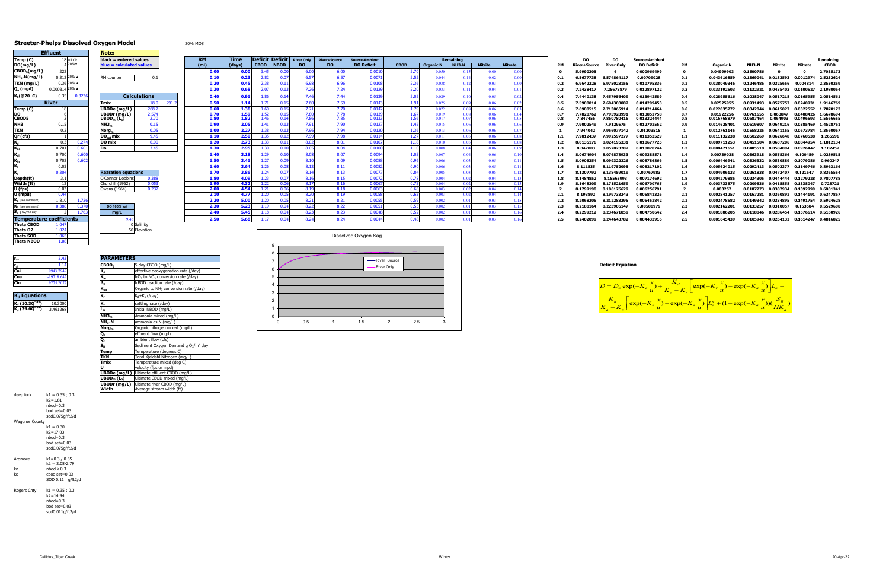# Streeter-Phelps Dissolved Oxygen Model

20% MOS

| Effluent | | |
|---|---|---|
| Temp (C) | 18 | =T Ck |
| DO(mg/L) | 4 | 20%▼ |
| $CBOD_5$(mg/L) | 222 | |
| $NH_3$-N(mg/L) | 0.312 | 20% ▲ |
| TKN (mg/L) | 0.36 | 20% ▲ |
| $Q_e$ (mgd) | 0.000314 | 20% ▲ |
| $K_d$(@20 C) | 0.35 | 0.3236 |
| **River** | | |
| Temp (C) | 18 | |
| DO | 6 | |
| CBOD5 | 2 | |
| NH3 | 0.15 | |
| TKN | 0.2 | |
| Qr (cfs) | 1 | |
| $K_d$ | 0.3 | 0.274 |
| $K_{oa}$ | 0.701 | 0.601 |
| $K_{ai}$ | 0.700 | 0.600 |
| $K_{in}$ | 0.702 | 0.602 |
| $K_s$ | 0.03 | |
| $K_r$ | 0.304 | |
| Depth(ft) | 3.1 | |
| Width (ft) | 12 | |
| U (fps) | 0.03 | |
| U (mpd) | 0.44 | |
| $K_a$ (see comment) | 1.810 | 1.726 |
| $K_a$ (see comment) | 0.388 | 0.370 |
| $S_B$ g O2/m2 day | | 1.763 |
| **Temperature coefficients** | | |
| Theta CBOD | 1.047 | |
| Theta O2 | 1.024 | |
| Theta SOD | 1.065 | |
| Theta NBOD | 1.08 | |

**Note:**

black = entered values
blue = calculated values

RM counter 0.1

| Calculations | | |
|---|---|---|
| Tmix | 18.0 | 291.2 |
| UBODe (mg/L) | 268.7 | |
| UBODr (mg/L) | 2.574 | |
| $UBOD_m$ ($L_o$) | 2.70 | |
| $NH3_m$ | 0.15 | |
| $Norg_m$ | 0.05 | |
| $DO_{sat}$ mix | 9.45 | |
| DO mix | 6.00 | |
| Do | 3.45 | |

| Rearation equations | |
|---|---|
| O'Connor Dobbins | 0.388 |
| Churchill (1962) | 0.053 |
| Owens (1964) | 0.237 |

DO 100% sat
mg/L
9.45
0 Salinity
50 Elevation

| RM (mi) | Time (days) | Deficit CBOD | Deficit NBOD | River Only DO | River+Source DO | Source-Ambient DO Deficit | Remaining CBOD | Organic N | NH3-N | Nitrite | Nitrate |
|---|---|---|---|---|---|---|---|---|---|---|---|
| 0.00 | 0.00 | 3.45 | 0.00 | 6.00 | 6.00 | 0.0010 | 2.70 | 0.050 | 0.15 | 0.00 | 0.00 |
| 0.10 | 0.23 | 2.82 | 0.07 | 6.57 | 6.57 | 0.0071 | 2.52 | 0.044 | 0.14 | 0.02 | 0.00 |
| 0.20 | 0.45 | 2.38 | 0.11 | 6.98 | 6.96 | 0.0108 | 2.36 | 0.038 | 0.12 | 0.03 | 0.00 |
| 0.30 | 0.68 | 2.07 | 0.13 | 7.26 | 7.24 | 0.0129 | 2.20 | 0.033 | 0.11 | 0.04 | 0.01 |
| 0.40 | 0.91 | 1.86 | 0.14 | 7.46 | 7.44 | 0.0139 | 2.05 | 0.029 | 0.10 | 0.05 | 0.02 |
| 0.50 | 1.14 | 1.71 | 0.15 | 7.60 | 7.59 | 0.0143 | 1.91 | 0.025 | 0.09 | 0.06 | 0.02 |
| 0.60 | 1.36 | 1.60 | 0.15 | 7.71 | 7.70 | 0.0142 | 1.79 | 0.022 | 0.08 | 0.06 | 0.03 |
| 0.70 | 1.59 | 1.52 | 0.15 | 7.80 | 7.78 | 0.0139 | 1.67 | 0.019 | 0.08 | 0.06 | 0.04 |
| 0.80 | 1.82 | 1.46 | 0.14 | 7.86 | 7.85 | 0.0133 | 1.56 | 0.017 | 0.07 | 0.06 | 0.05 |
| 0.90 | 2.05 | 1.41 | 0.13 | 7.91 | 7.90 | 0.0127 | 1.45 | 0.015 | 0.06 | 0.06 | 0.06 |
| 1.00 | 2.27 | 1.38 | 0.13 | 7.96 | 7.94 | 0.0120 | 1.36 | 0.013 | 0.06 | 0.06 | 0.07 |
| 1.10 | 2.50 | 1.35 | 0.12 | 7.99 | 7.98 | 0.0114 | 1.27 | 0.011 | 0.05 | 0.06 | 0.08 |
| 1.20 | 2.73 | 1.33 | 0.11 | 8.02 | 8.01 | 0.0107 | 1.18 | 0.010 | 0.05 | 0.06 | 0.08 |
| 1.30 | 2.95 | 1.30 | 0.10 | 8.05 | 8.04 | 0.0100 | 1.10 | 0.008 | 0.04 | 0.06 | 0.09 |
| 1.40 | 3.18 | 1.29 | 0.10 | 8.08 | 8.07 | 0.0094 | 1.03 | 0.007 | 0.04 | 0.06 | 0.10 |
| 1.50 | 3.41 | 1.27 | 0.09 | 8.10 | 8.09 | 0.0088 | 0.96 | 0.006 | 0.03 | 0.05 | 0.11 |
| 1.60 | 3.64 | 1.26 | 0.08 | 8.12 | 8.11 | 0.0082 | 0.90 | 0.006 | 0.03 | 0.05 | 0.11 |
| 1.70 | 3.86 | 1.24 | 0.07 | 8.14 | 8.13 | 0.0077 | 0.84 | 0.005 | 0.03 | 0.05 | 0.12 |
| 1.80 | 4.09 | 1.23 | 0.07 | 8.16 | 8.15 | 0.0072 | 0.78 | 0.004 | 0.02 | 0.04 | 0.13 |
| 1.90 | 4.32 | 1.22 | 0.06 | 8.17 | 8.16 | 0.0067 | 0.73 | 0.004 | 0.02 | 0.04 | 0.13 |
| 2.00 | 4.54 | 1.21 | 0.06 | 8.19 | 8.18 | 0.0063 | 0.68 | 0.003 | 0.02 | 0.04 | 0.14 |
| 2.10 | 4.77 | 1.20 | 0.05 | 8.20 | 8.19 | 0.0058 | 0.63 | 0.003 | 0.02 | 0.04 | 0.14 |
| 2.20 | 5.00 | 1.20 | 0.05 | 8.21 | 8.21 | 0.0055 | 0.59 | 0.002 | 0.01 | 0.03 | 0.15 |
| 2.30 | 5.23 | 1.19 | 0.04 | 8.22 | 8.22 | 0.0051 | 0.55 | 0.002 | 0.01 | 0.03 | 0.15 |
| 2.40 | 5.45 | 1.18 | 0.04 | 8.23 | 8.23 | 0.0048 | 0.52 | 0.002 | 0.01 | 0.03 | 0.16 |
| 2.50 | 5.68 | 1.17 | 0.04 | 8.24 | 8.24 | 0.0044 | 0.48 | 0.002 | 0.01 | 0.03 | 0.16 |

| RM | DO River+Source | DO River Only | Source-Ambient DO Deficit | RM | Organic N | NH3-N | Nitrite | Nitrate | Remaining CBOD |
|---|---|---|---|---|---|---|---|---|---|
| 0 | 5.9990305 | 6 | 0.000969499 | 0 | 0.04999903 | 0.1500786 | 0 | 0 | 2.7035173 |
| 0.1 | 6.5677738 | 6.574864117 | 0.00709028 | 0.1 | 0.043616859 | 0.1369041 | 0.0182593 | 0.0012974 | 2.5232624 |
| 0.2 | 6.9642328 | 6.975028155 | 0.010795336 | 0.2 | 0.038049346 | 0.1246486 | 0.0325656 | 0.004814 | 2.3550259 |
| 0.3 | 7.2438417 | 7.25673879 | 0.012897122 | 0.3 | 0.033192503 | 0.1132921 | 0.0435403 | 0.0100527 | 2.1980064 |
| 0.4 | 7.4440138 | 7.457956409 | 0.013942589 | 0.4 | 0.028955616 | 0.1028047 | 0.0517218 | 0.0165955 | 2.0514561 |
| 0.5 | 7.5900014 | 7.604300882 | 0.014299453 | 0.5 | 0.02525955 | 0.0931493 | 0.0575757 | 0.0240931 | 1.9146769 |
| 0.6 | 7.6988515 | 7.713065914 | 0.014214464 | 0.6 | 0.022035272 | 0.0842844 | 0.0615027 | 0.0322552 | 1.7870173 |
| 0.7 | 7.7820762 | 7.795928991 | 0.013852758 | 0.7 | 0.01922256 | 0.0761655 | 0.063847 | 0.0408426 | 1.6678694 |
| 0.8 | 7.847456 | 7.860780416 | 0.013324444 | 0.8 | 0.016768879 | 0.0687464 | 0.064903 | 0.0496593 | 1.5566655 |
| 0.9 | 7.9002549 | 7.9129575 | 0.012702552 | 0.9 | 0.014628401 | 0.0619807 | 0.0649216 | 0.0585469 | 1.4528761 |
| 1 | 7.944042 | 7.956077142 | 0.01203515 | 1 | 0.012761145 | 0.0558225 | 0.0641155 | 0.0673784 | 1.3560067 |
| 1.1 | 7.9812437 | 7.992597277 | 0.011353529 | 1.1 | 0.011132238 | 0.0502269 | 0.0626648 | 0.0760538 | 1.265596 |
| 1.2 | 8.0135176 | 8.024195331 | 0.010677725 | 1.2 | 0.009711253 | 0.0451504 | 0.0607206 | 0.0844954 | 1.1812134 |
| 1.3 | 8.042003 | 8.052023202 | 0.010020444 | 1.3 | 0.008471651 | 0.0405518 | 0.0584094 | 0.0926447 | 1.102457 |
| 1.4 | 8.0674904 | 8.076878933 | 0.009388571 | 1.4 | 0.00739028 | 0.0363918 | 0.0558366 | 0.100459 | 1.0289515 |
| 1.5 | 8.0905354 | 8.099322226 | 0.008786866 | 1.5 | 0.006446941 | 0.0326332 | 0.0530889 | 0.1079086 | 0.960347 |
| 1.6 | 8.111535 | 8.119752095 | 0.008217102 | 1.6 | 0.005624015 | 0.0292413 | 0.0502377 | 0.1149746 | 0.8963166 |
| 1.7 | 8.1307792 | 8.138459019 | 0.00767983 | 1.7 | 0.004906133 | 0.0261838 | 0.0473407 | 0.121647 | 0.8365554 |
| 1.8 | 8.1484852 | 8.15565993 | 0.007174692 | 1.8 | 0.004279885 | 0.0234305 | 0.0444444 | 0.1279228 | 0.7807788 |
| 1.9 | 8.1648209 | 8.171521659 | 0.006700765 | 1.9 | 0.003733575 | 0.0209536 | 0.0415858 | 0.1338047 | 0.728721 |
| 2 | 8.1799198 | 8.186176629 | 0.006256791 | 2 | 0.003257 | 0.0187273 | 0.0387934 | 0.1392999 | 0.6801341 |
| 2.1 | 8.193892 | 8.199733343 | 0.005841326 | 2.1 | 0.002841257 | 0.0167281 | 0.0360892 | 0.1444191 | 0.6347867 |
| 2.2 | 8.2068306 | 8.212283395 | 0.005452842 | 2.2 | 0.002478582 | 0.0149342 | 0.0334895 | 0.1491754 | 0.5924628 |
| 2.3 | 8.2188164 | 8.223906147 | 0.00508979 | 2.3 | 0.002162201 | 0.0133257 | 0.0310057 | 0.153584 | 0.5529608 |
| 2.4 | 8.2299212 | 8.234671859 | 0.004750642 | 2.4 | 0.001886205 | 0.0118846 | 0.0286454 | 0.1576614 | 0.5160926 |
| 2.5 | 8.2402099 | 8.244643782 | 0.004433916 | 2.5 | 0.001645439 | 0.0105943 | 0.0264132 | 0.1614247 | 0.4816825 |

Dissolved Oxygen Sag

River+Source
River Only

0 1 2 3 4 5 6 7 8 9
0 0.5 1 1.5 2 2.5 3

**Deficit Equation**

$$D = D_o \exp(-K_a \frac{x}{u}) + \frac{K_d}{K_a - K_r}\left[\exp(-K_r \frac{x}{u}) - \exp(-K_a \frac{x}{u})\right]L_o + \frac{K_n}{K_a - K_n}\left[\exp(-K_n \frac{x}{u}) - \exp(-K_a \frac{x}{u})\right]L_o^n + (1 - \exp(-K_a \frac{x}{u}))(\frac{S_B}{HK_a})$$

| | |
|---|---|
| $r_{oa}$ | 3.43 |
| $r_d$ | 1.14 |
| Cai | -9943.7949 |
| Coa | -19718.642 |
| Cin | 9775.2077 |

| $K_d$ Equations | |
|---|---|
| $K_d$ (10.3Q$^{-.49}$) | 10.3000 |
| $K_d$ (39.6Q$^{-.34}$) | 3.461268 |

| PARAMETERS | |
|---|---|
| $CBOD_5$ | 5-day CBOD (mg/L) |
| $K_d$ | effective deoxygenation rate (/day) |
| $K_{in}$ | $NO_2$ to $NO_3$ conversion rate (/day) |
| $K_n$ | NBOD reaction rate (/day) |
| $K_{oa}$ | Organic to $NH_3$ conversion rate (/day) |
| $K_r$ | $K_d$+$K_s$ (/day) |
| $K_s$ | settling rate (/day) |
| $L_n$ | Initial NBOD (mg/L) |
| $NH3_m$ | Ammonia mixed (mg/L) |
| $NH_3$-N | ammonia as N (mg/L) |
| $Norg_m$ | Organic nitrogen mixed (mg/L) |
| $Q_e$ | effluent flow (mgd) |
| $Q_r$ | ambient flow (cfs) |
| $S_B$ | Sediment Oxygen Demand g $O_2$/m² day |
| Temp | Temperature (degrees C) |
| TKN | Total Kjeldahl Nitrogen (mg/L) |
| Tmix | Temperature mixed (deg C) |
| U | velocity (fps or mpd) |
| UBODe (mg/L) | Ultimate effluent CBOD (mg/L) |
| $UBOD_m$ ($L_o$) | Ultimate CBOD mixed (mg/L) |
| UBODr (mg/L) | Ultimate river CBOD (mg/L) |
| Width | Average stream width (ft) |

deep fork
k1 = 0.35 ; 0.3
k2=1.81
nbod=0.3
bod set=0.03
sod0.075g/ft2/d

Wagoner County
k1 = 0.30
k2=17.03
nbod=0.3
bod set=0.03
sod0.075g/ft2/d

Ardmore
k1=0.3 / 0.35
k2 = 2.08-2.79
kn nbod k 0.3
ks cbod set=0.03
SOD 0.11 g/ft2/d

Rogers Cnty
k1 = 0.35 ; 0.3
k2=14.94
nbod=0.3
bod set=0.03
sod0.011g/ft2/d

Callidus_Tiger Creek

Winter

20-Apr-22